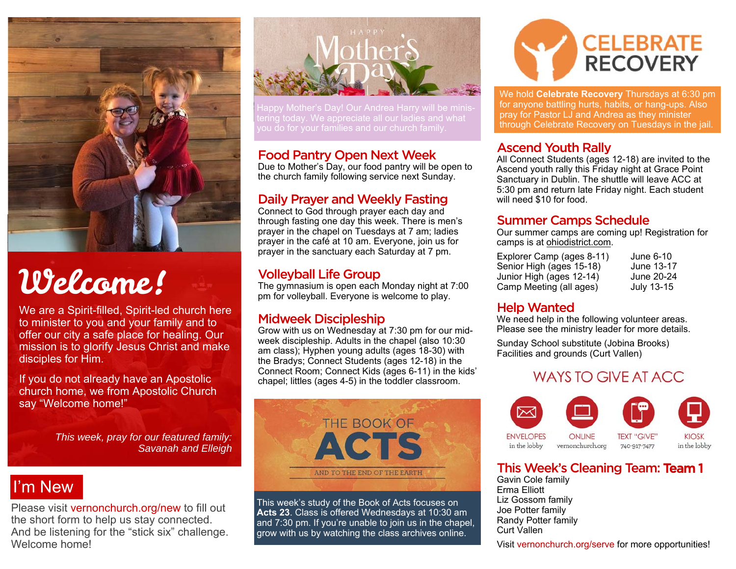# Welcome!

We are a Spirit-filled, Spirit-led church here to minister to you and your family and to offer our city a safe place for healing. Our mission is to glorify Jesus Christ and make disciples for Him.

If you do not already have an Apostolic church home, we from Apostolic Church say "Welcome home!"

*This week, pray for our featured family: Savanah and Elleigh*

## I'm New

Please visit vernonchurch.org/new to fill out the short form to help us stay connected. And be listening for the "stick six" challenge. Welcome home!

## Happy Mother's Day

Happy Mother's Day! Our Andrea Harry will be ministering today. We appreciate all our ladies and what you do for your families and our church family.

## Food Pantry Open Next Week

Due to Mother's Day, our food pantry will be open to the church family following service next Sunday.

## Daily Prayer and Weekly Fasting

Connect to God through prayer each day and through fasting one day this week. There is men's prayer in the chapel on Tuesdays at 7 am; ladies prayer in the café at 10 am. Everyone, join us for prayer in the sanctuary each Saturday at 7 pm.

## Volleyball Life Group

The gymnasium is open each Monday night at 7:00 pm for volleyball. Everyone is welcome to play.

## Midweek Discipleship

Grow with us on Wednesday at 7:30 pm for our mid-week discipleship. Adults in the chapel (also 10:30 am class); Hyphen young adults (ages 18-30) with the Bradys; Connect Students (ages 12-18) in the Connect Room; Connect Kids (ages 6-11) in the kids' chapel; littles (ages 4-5) in the toddler classroom.

## The Book of Acts

AND TO THE END OF THE EARTH

This week's study of the Book of Acts focuses on **Acts 23**. Class is offered Wednesdays at 10:30 am and 7:30 pm. If you're unable to join us in the chapel, grow with us by watching the class archives online.

## Celebrate Recovery

We hold **Celebrate Recovery** Thursdays at 6:30 pm for anyone battling hurts, habits, or hang-ups. Also pray for Pastor LJ and Andrea as they minister through Celebrate Recovery on Tuesdays in the jail.

## Ascend Youth Rally

All Connect Students (ages 12-18) are invited to the Ascend youth rally this Friday night at Grace Point Sanctuary in Dublin. The shuttle will leave ACC at 5:30 pm and return late Friday night. Each student will need $10 for food.

## Summer Camps Schedule

Our summer camps are coming up! Registration for camps is at ohiodistrict.com.

| Camp | Dates |
|---|---|
| Explorer Camp (ages 8-11) | June 6-10 |
| Senior High (ages 15-18) | June 13-17 |
| Junior High (ages 12-14) | June 20-24 |
| Camp Meeting (all ages) | July 13-15 |

## Help Wanted

We need help in the following volunteer areas. Please see the ministry leader for more details.

Sunday School substitute (Jobina Brooks)
Facilities and grounds (Curt Vallen)

## Ways to Give at ACC

- ENVELOPES — in the lobby
- ONLINE — vernonchurch.org
- TEXT "GIVE" — 740-917-7477
- KIOSK — in the lobby

## This Week's Cleaning Team: **Team 1**

Gavin Cole family
Erma Elliott
Liz Gossom family
Joe Potter family
Randy Potter family
Curt Vallen

Visit vernonchurch.org/serve for more opportunities!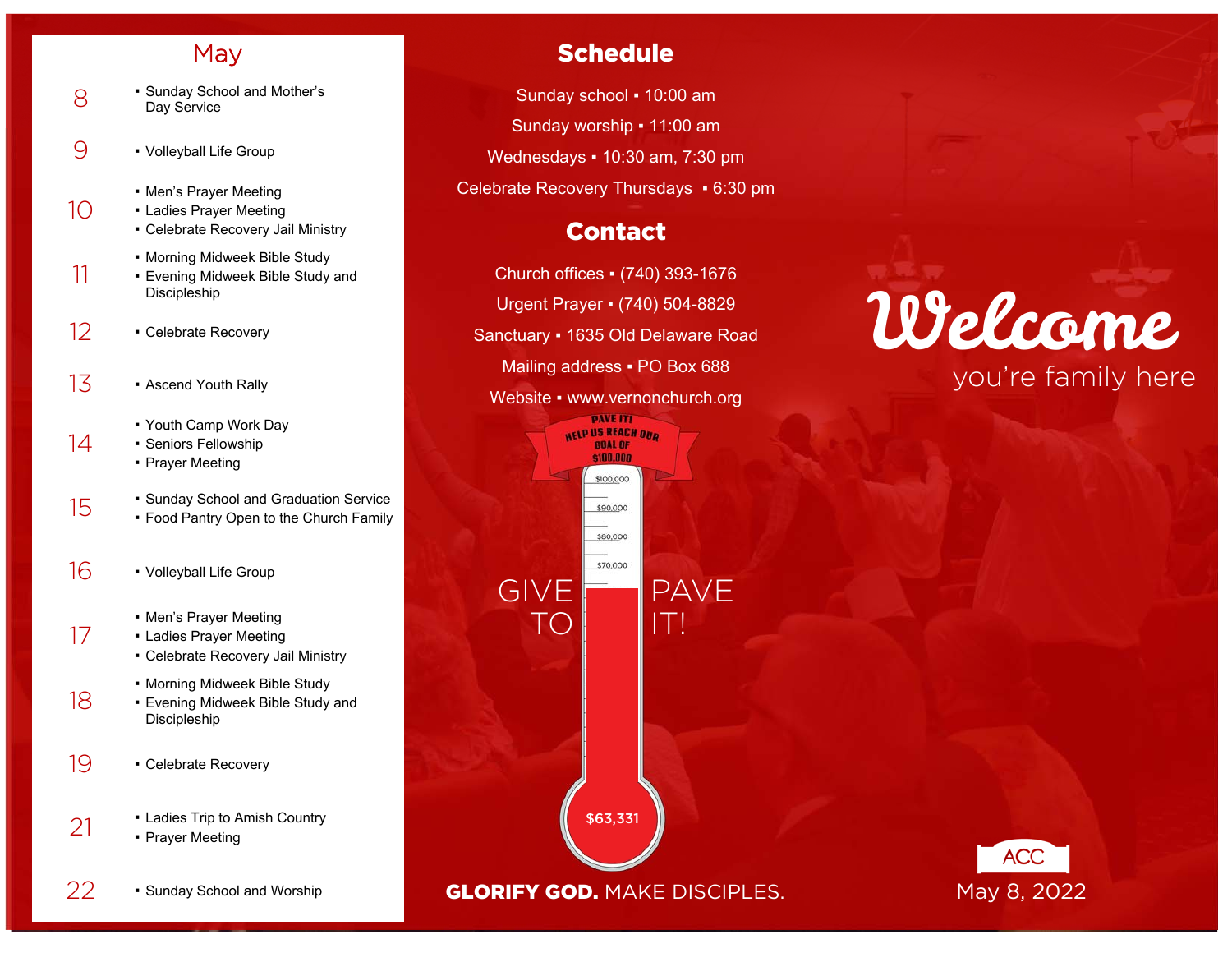## May

| | |
|---|---|
| 8 | ▪ Sunday School and Mother's Day Service |
| 9 | ▪ Volleyball Life Group |
| 10 | ▪ Men's Prayer Meeting<br>▪ Ladies Prayer Meeting<br>▪ Celebrate Recovery Jail Ministry |
| 11 | ▪ Morning Midweek Bible Study<br>▪ Evening Midweek Bible Study and Discipleship |
| 12 | ▪ Celebrate Recovery |
| 13 | ▪ Ascend Youth Rally |
| 14 | ▪ Youth Camp Work Day<br>▪ Seniors Fellowship<br>▪ Prayer Meeting |
| 15 | ▪ Sunday School and Graduation Service<br>▪ Food Pantry Open to the Church Family |
| 16 | ▪ Volleyball Life Group |
| 17 | ▪ Men's Prayer Meeting<br>▪ Ladies Prayer Meeting<br>▪ Celebrate Recovery Jail Ministry |
| 18 | ▪ Morning Midweek Bible Study<br>▪ Evening Midweek Bible Study and Discipleship |
| 19 | ▪ Celebrate Recovery |
| 21 | ▪ Ladies Trip to Amish Country<br>▪ Prayer Meeting |
| 22 | ▪ Sunday School and Worship |

## Schedule

Sunday school ▪ 10:00 am

Sunday worship ▪ 11:00 am

Wednesdays ▪ 10:30 am, 7:30 pm

Celebrate Recovery Thursdays ▪ 6:30 pm

## Contact

Church offices ▪ (740) 393-1676

Urgent Prayer ▪ (740) 504-8829

Sanctuary ▪ 1635 Old Delaware Road

Mailing address ▪ PO Box 688

Website ▪ www.vernonchurch.org

PAVE IT! HELP US REACH OUR GOAL OF $100,000

$100,000
$90,000
$80,000
$70,000

GIVE TO PAVE IT!

$63,331

**GLORIFY GOD.** MAKE DISCIPLES.

# Welcome

you're family here

ACC

May 8, 2022